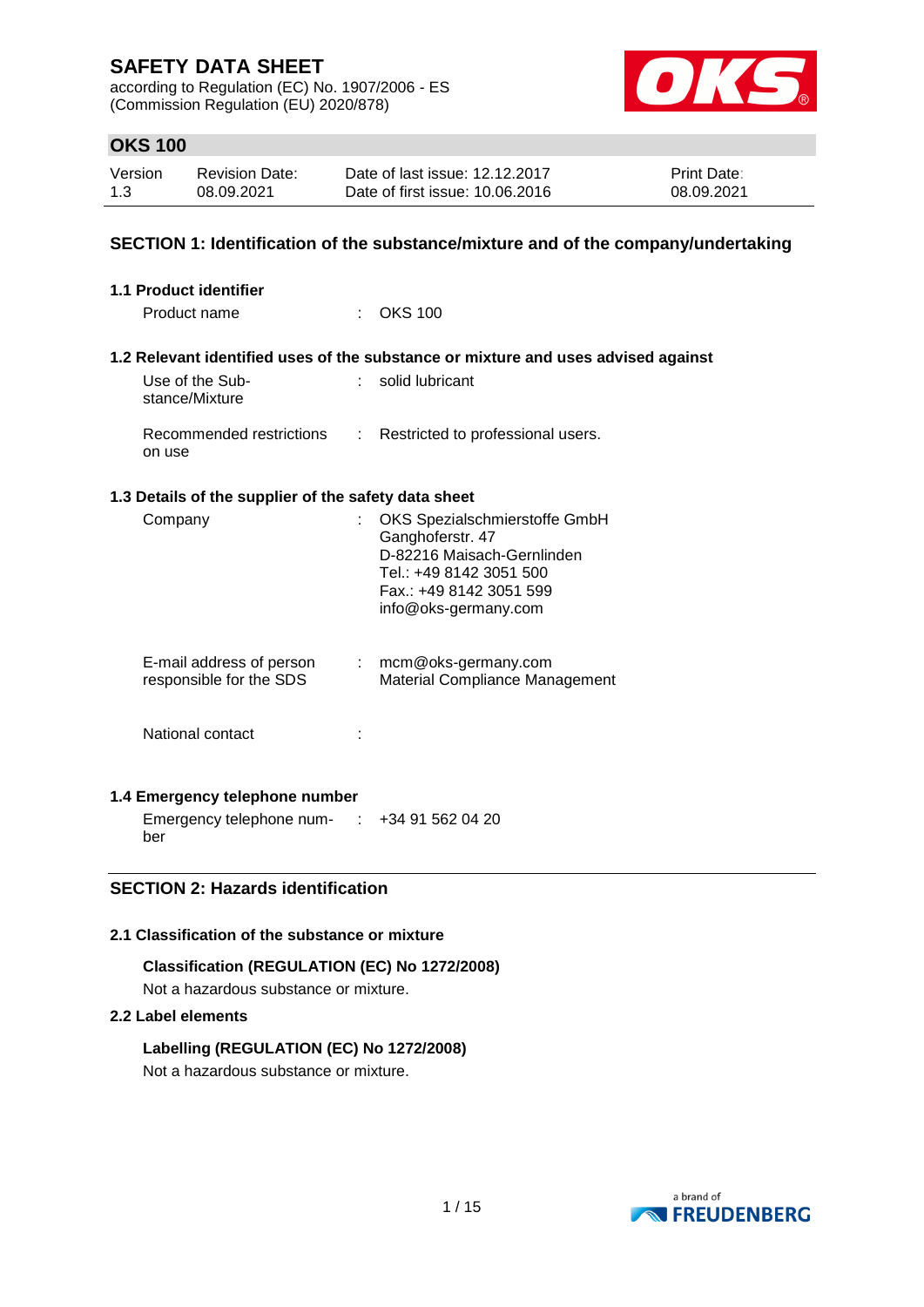# SAFETY DATA SHEET

according to Regulation (EC) No. 1907/2006 - ES
(Commission Regulation (EU) 2020/878)

## OKS 100

| Version | Revision Date: | Date of last issue: 12.12.2017 | Print Date: |
|---|---|---|---|
| 1.3 | 08.09.2021 | Date of first issue: 10.06.2016 | 08.09.2021 |

## SECTION 1: Identification of the substance/mixture and of the company/undertaking

### 1.1 Product identifier

Product name : OKS 100

### 1.2 Relevant identified uses of the substance or mixture and uses advised against

Use of the Substance/Mixture : solid lubricant

Recommended restrictions on use : Restricted to professional users.

### 1.3 Details of the supplier of the safety data sheet

Company : OKS Spezialschmierstoffe GmbH
Ganghoferstr. 47
D-82216 Maisach-Gernlinden
Tel.: +49 8142 3051 500
Fax.: +49 8142 3051 599
info@oks-germany.com

E-mail address of person responsible for the SDS : mcm@oks-germany.com
Material Compliance Management

National contact :

### 1.4 Emergency telephone number

Emergency telephone number : +34 91 562 04 20

## SECTION 2: Hazards identification

### 2.1 Classification of the substance or mixture

**Classification (REGULATION (EC) No 1272/2008)**

Not a hazardous substance or mixture.

### 2.2 Label elements

**Labelling (REGULATION (EC) No 1272/2008)**

Not a hazardous substance or mixture.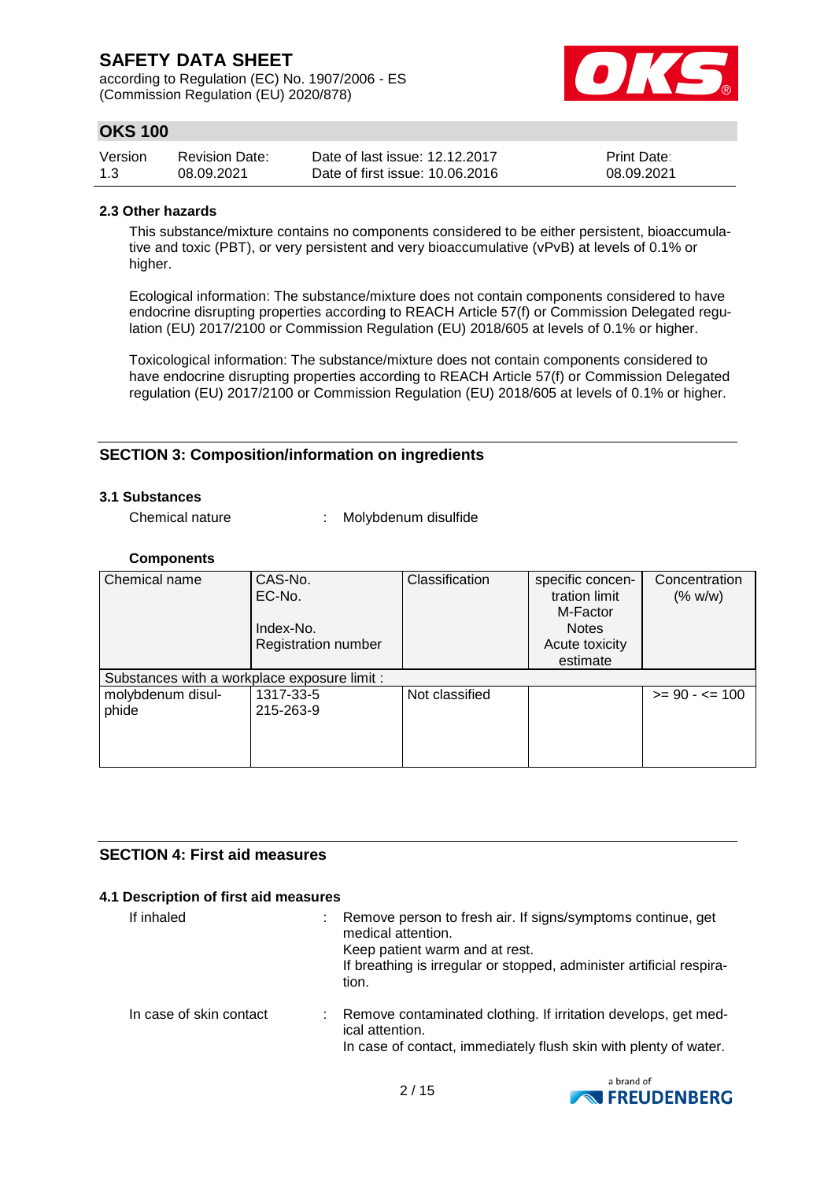### 2.3 Other hazards

This substance/mixture contains no components considered to be either persistent, bioaccumulative and toxic (PBT), or very persistent and very bioaccumulative (vPvB) at levels of 0.1% or higher.

Ecological information: The substance/mixture does not contain components considered to have endocrine disrupting properties according to REACH Article 57(f) or Commission Delegated regulation (EU) 2017/2100 or Commission Regulation (EU) 2018/605 at levels of 0.1% or higher.

Toxicological information: The substance/mixture does not contain components considered to have endocrine disrupting properties according to REACH Article 57(f) or Commission Delegated regulation (EU) 2017/2100 or Commission Regulation (EU) 2018/605 at levels of 0.1% or higher.

## SECTION 3: Composition/information on ingredients

### 3.1 Substances

Chemical nature : Molybdenum disulfide

**Components**

| Chemical name | CAS-No.<br>EC-No.<br><br>Index-No.<br>Registration number | Classification | specific concentration limit<br>M-Factor<br>Notes<br>Acute toxicity estimate | Concentration (% w/w) |
|---|---|---|---|---|
| Substances with a workplace exposure limit : | | | | |
| molybdenum disulphide | 1317-33-5<br>215-263-9 | Not classified | | >= 90 - <= 100 |

## SECTION 4: First aid measures

### 4.1 Description of first aid measures

If inhaled : Remove person to fresh air. If signs/symptoms continue, get medical attention.
Keep patient warm and at rest.
If breathing is irregular or stopped, administer artificial respiration.

In case of skin contact : Remove contaminated clothing. If irritation develops, get medical attention.
In case of contact, immediately flush skin with plenty of water.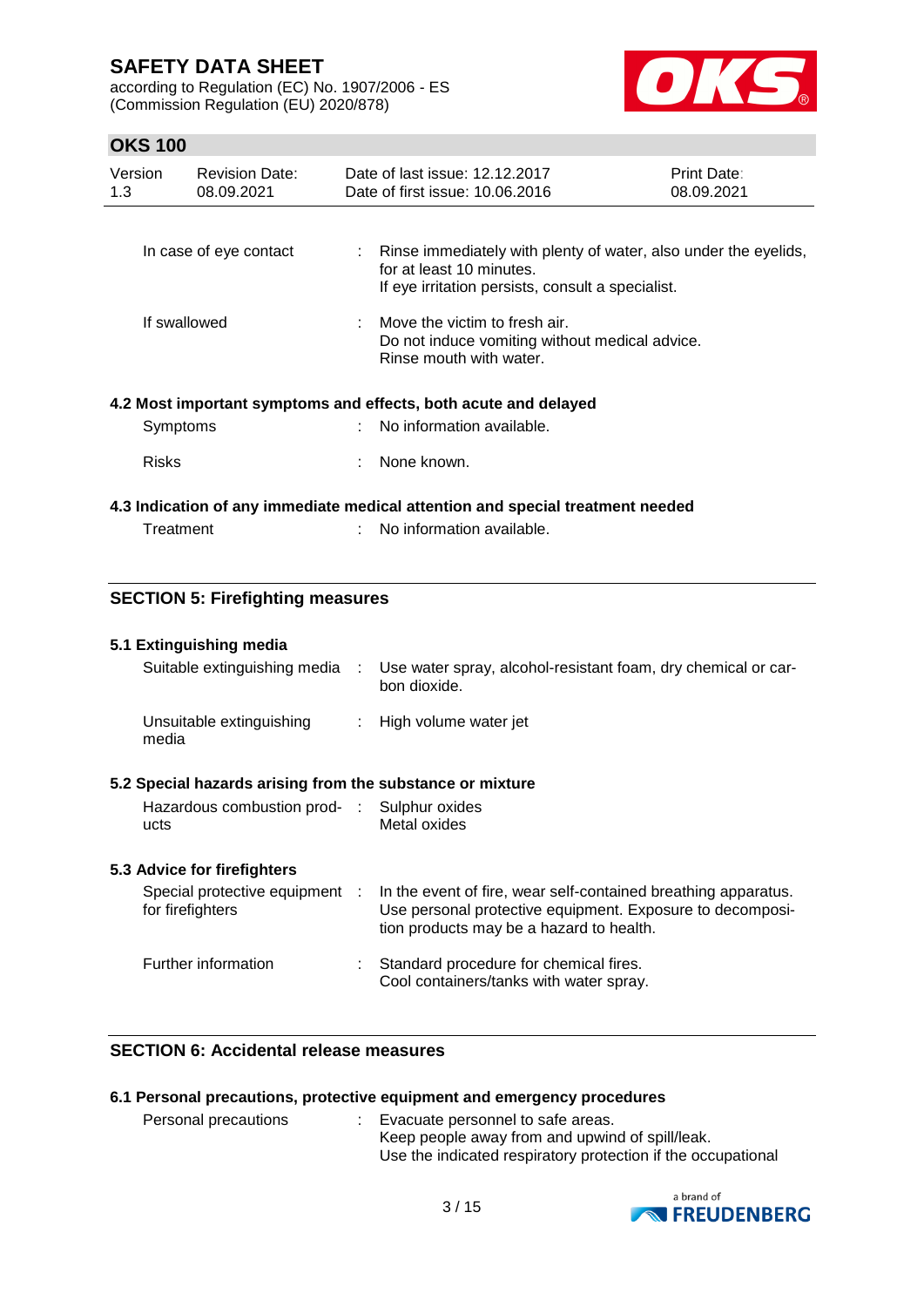| | | |
|---|---|---|
| In case of eye contact | : | Rinse immediately with plenty of water, also under the eyelids, for at least 10 minutes.<br>If eye irritation persists, consult a specialist. |
| If swallowed | : | Move the victim to fresh air.<br>Do not induce vomiting without medical advice.<br>Rinse mouth with water. |

### 4.2 Most important symptoms and effects, both acute and delayed

| | | |
|---|---|---|
| Symptoms | : | No information available. |
| Risks | : | None known. |

### 4.3 Indication of any immediate medical attention and special treatment needed

| | | |
|---|---|---|
| Treatment | : | No information available. |

## SECTION 5: Firefighting measures

### 5.1 Extinguishing media

| | | |
|---|---|---|
| Suitable extinguishing media | : | Use water spray, alcohol-resistant foam, dry chemical or carbon dioxide. |
| Unsuitable extinguishing media | : | High volume water jet |

### 5.2 Special hazards arising from the substance or mixture

| | | |
|---|---|---|
| Hazardous combustion products | : | Sulphur oxides<br>Metal oxides |

### 5.3 Advice for firefighters

| | | |
|---|---|---|
| Special protective equipment for firefighters | : | In the event of fire, wear self-contained breathing apparatus.<br>Use personal protective equipment. Exposure to decomposition products may be a hazard to health. |
| Further information | : | Standard procedure for chemical fires.<br>Cool containers/tanks with water spray. |

## SECTION 6: Accidental release measures

### 6.1 Personal precautions, protective equipment and emergency procedures

| | | |
|---|---|---|
| Personal precautions | : | Evacuate personnel to safe areas.<br>Keep people away from and upwind of spill/leak.<br>Use the indicated respiratory protection if the occupational |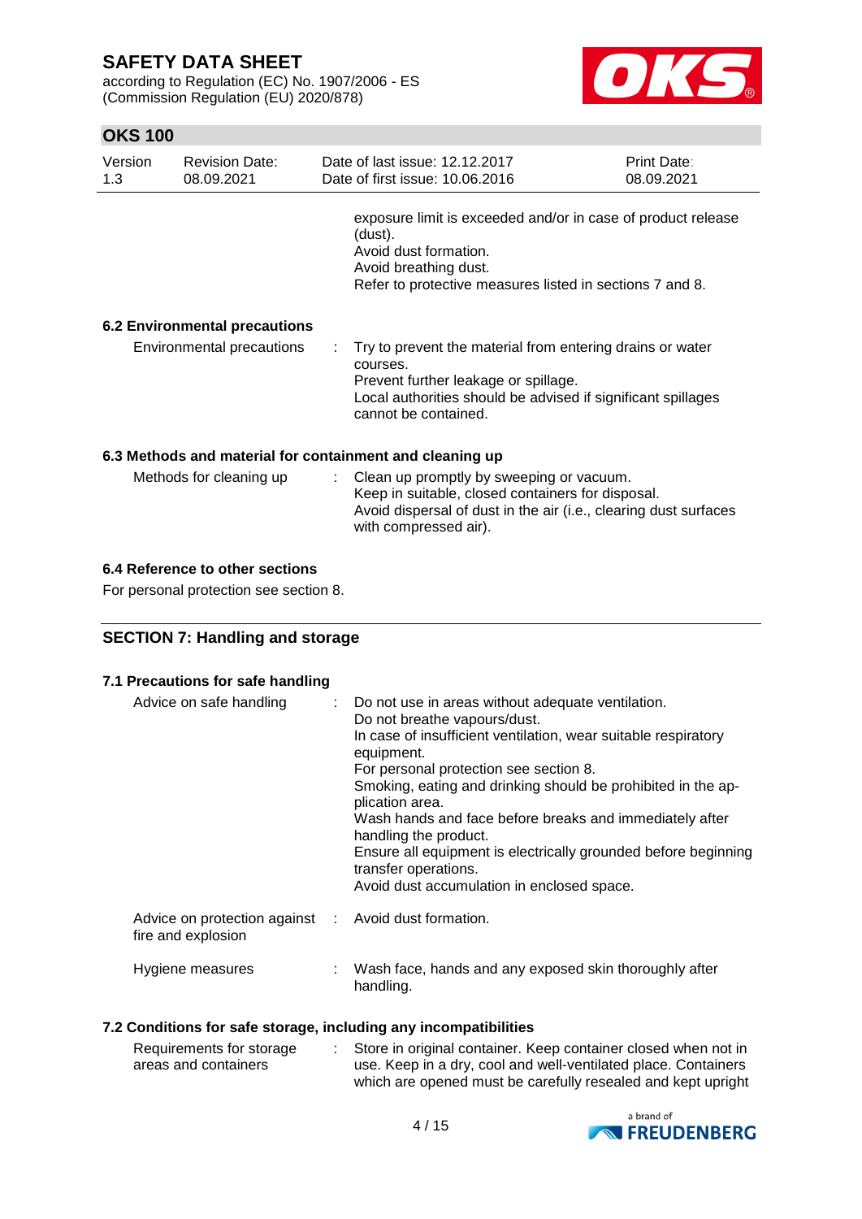exposure limit is exceeded and/or in case of product release (dust).
Avoid dust formation.
Avoid breathing dust.
Refer to protective measures listed in sections 7 and 8.

### 6.2 Environmental precautions

| | | |
|---|---|---|
| Environmental precautions | : | Try to prevent the material from entering drains or water courses.<br>Prevent further leakage or spillage.<br>Local authorities should be advised if significant spillages cannot be contained. |

### 6.3 Methods and material for containment and cleaning up

| | | |
|---|---|---|
| Methods for cleaning up | : | Clean up promptly by sweeping or vacuum.<br>Keep in suitable, closed containers for disposal.<br>Avoid dispersal of dust in the air (i.e., clearing dust surfaces with compressed air). |

### 6.4 Reference to other sections

For personal protection see section 8.

## SECTION 7: Handling and storage

### 7.1 Precautions for safe handling

| | | |
|---|---|---|
| Advice on safe handling | : | Do not use in areas without adequate ventilation.<br>Do not breathe vapours/dust.<br>In case of insufficient ventilation, wear suitable respiratory equipment.<br>For personal protection see section 8.<br>Smoking, eating and drinking should be prohibited in the application area.<br>Wash hands and face before breaks and immediately after handling the product.<br>Ensure all equipment is electrically grounded before beginning transfer operations.<br>Avoid dust accumulation in enclosed space. |
| Advice on protection against fire and explosion | : | Avoid dust formation. |
| Hygiene measures | : | Wash face, hands and any exposed skin thoroughly after handling. |

### 7.2 Conditions for safe storage, including any incompatibilities

| | | |
|---|---|---|
| Requirements for storage areas and containers | : | Store in original container. Keep container closed when not in use. Keep in a dry, cool and well-ventilated place. Containers which are opened must be carefully resealed and kept upright |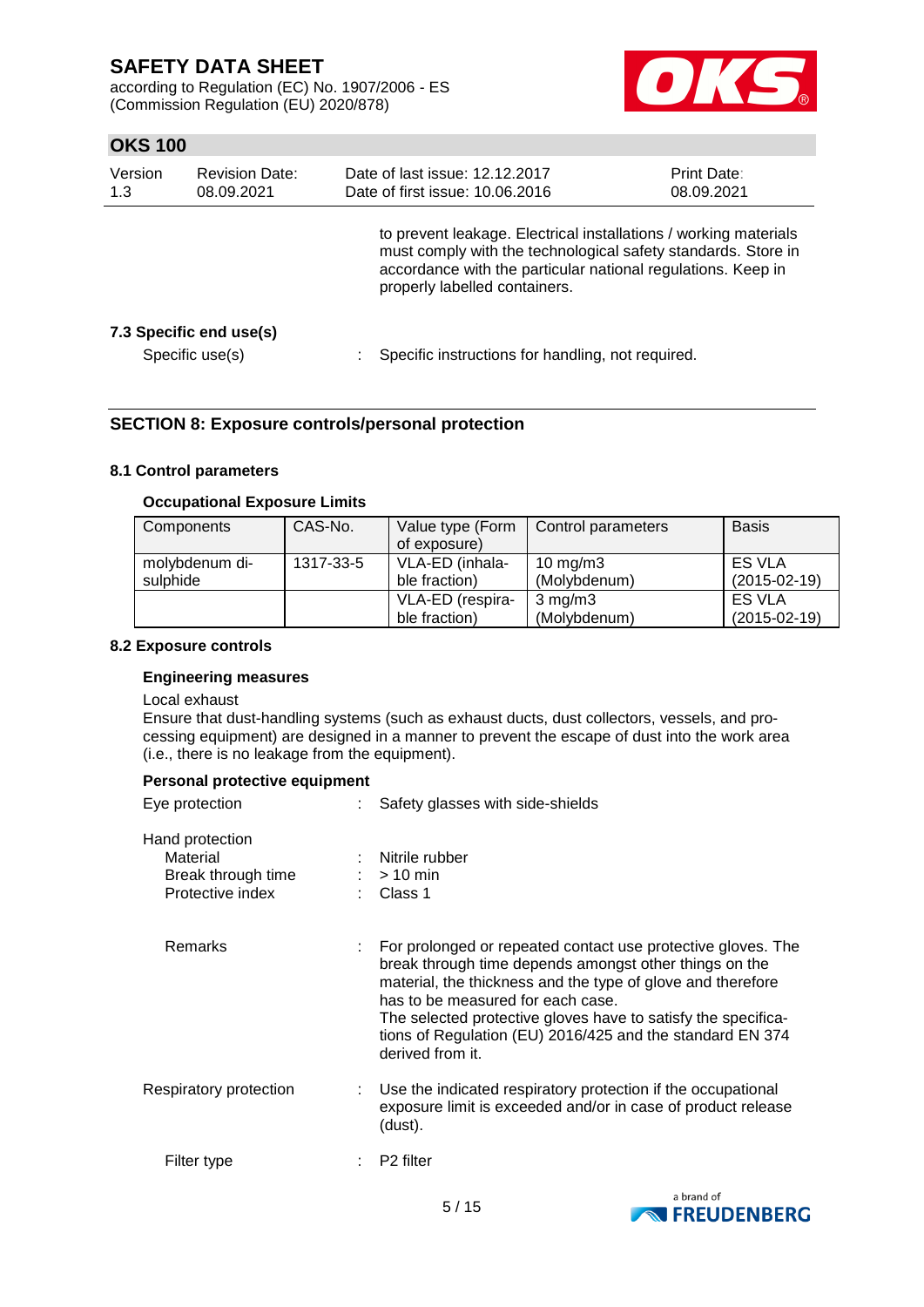to prevent leakage. Electrical installations / working materials must comply with the technological safety standards. Store in accordance with the particular national regulations. Keep in properly labelled containers.

**7.3 Specific end use(s)**

Specific use(s) : Specific instructions for handling, not required.

## SECTION 8: Exposure controls/personal protection

**8.1 Control parameters**

**Occupational Exposure Limits**

| Components | CAS-No. | Value type (Form of exposure) | Control parameters | Basis |
|---|---|---|---|---|
| molybdenum di-sulphide | 1317-33-5 | VLA-ED (inhalable fraction) | 10 mg/m3 (Molybdenum) | ES VLA (2015-02-19) |
| | | VLA-ED (respirable fraction) | 3 mg/m3 (Molybdenum) | ES VLA (2015-02-19) |

**8.2 Exposure controls**

**Engineering measures**

Local exhaust
Ensure that dust-handling systems (such as exhaust ducts, dust collectors, vessels, and processing equipment) are designed in a manner to prevent the escape of dust into the work area (i.e., there is no leakage from the equipment).

**Personal protective equipment**

Eye protection : Safety glasses with side-shields

Hand protection
- Material : Nitrile rubber
- Break through time : > 10 min
- Protective index : Class 1

Remarks : For prolonged or repeated contact use protective gloves. The break through time depends amongst other things on the material, the thickness and the type of glove and therefore has to be measured for each case.
The selected protective gloves have to satisfy the specifications of Regulation (EU) 2016/425 and the standard EN 374 derived from it.

Respiratory protection : Use the indicated respiratory protection if the occupational exposure limit is exceeded and/or in case of product release (dust).

Filter type : P2 filter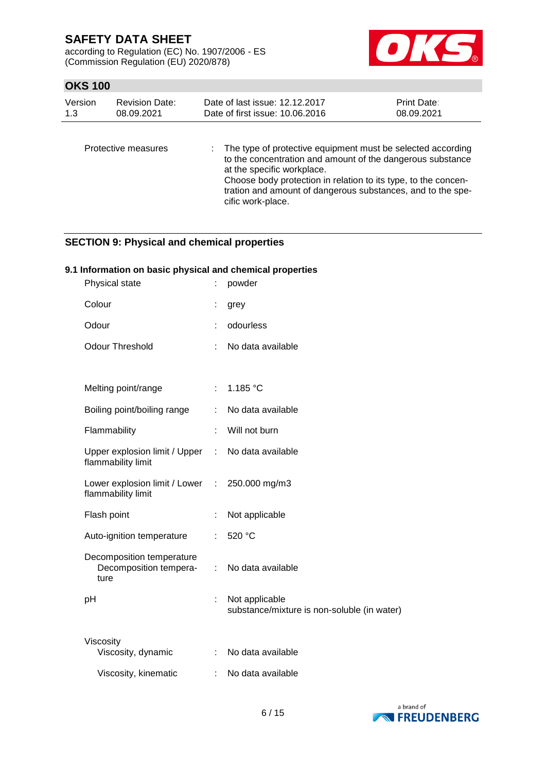Protective measures : The type of protective equipment must be selected according to the concentration and amount of the dangerous substance at the specific workplace.
Choose body protection in relation to its type, to the concentration and amount of dangerous substances, and to the specific work-place.

## SECTION 9: Physical and chemical properties

### 9.1 Information on basic physical and chemical properties

| | | |
|---|---|---|
| Physical state | : | powder |
| Colour | : | grey |
| Odour | : | odourless |
| Odour Threshold | : | No data available |
| Melting point/range | : | 1.185 °C |
| Boiling point/boiling range | : | No data available |
| Flammability | : | Will not burn |
| Upper explosion limit / Upper flammability limit | : | No data available |
| Lower explosion limit / Lower flammability limit | : | 250.000 mg/m3 |
| Flash point | : | Not applicable |
| Auto-ignition temperature | : | 520 °C |
| Decomposition temperature<br>Decomposition temperature | : | No data available |
| pH | : | Not applicable<br>substance/mixture is non-soluble (in water) |
| Viscosity<br>Viscosity, dynamic | : | No data available |
| Viscosity, kinematic | : | No data available |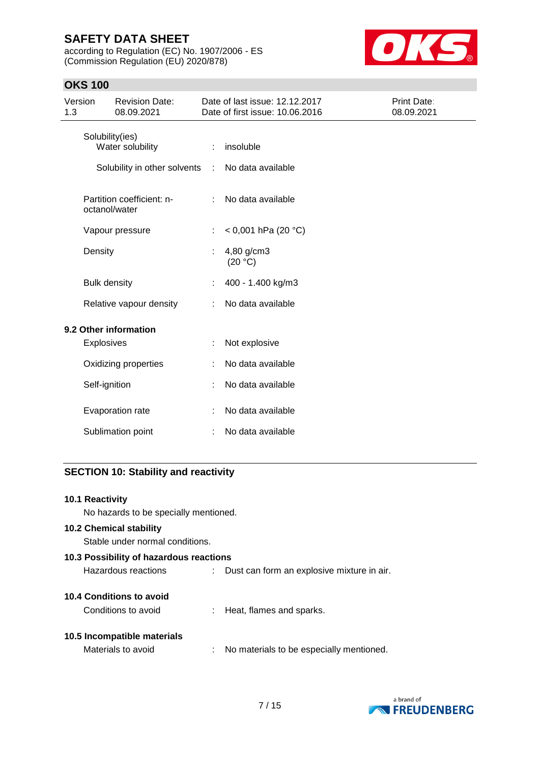| | | |
|---|---|---|
| Solubility(ies) | | |
| Water solubility | : | insoluble |
| Solubility in other solvents | : | No data available |
| Partition coefficient: n-octanol/water | : | No data available |
| Vapour pressure | : | < 0,001 hPa (20 °C) |
| Density | : | 4,80 g/cm3 (20 °C) |
| Bulk density | : | 400 - 1.400 kg/m3 |
| Relative vapour density | : | No data available |

### 9.2 Other information

| | | |
|---|---|---|
| Explosives | : | Not explosive |
| Oxidizing properties | : | No data available |
| Self-ignition | : | No data available |
| Evaporation rate | : | No data available |
| Sublimation point | : | No data available |

## SECTION 10: Stability and reactivity

### 10.1 Reactivity

No hazards to be specially mentioned.

### 10.2 Chemical stability

Stable under normal conditions.

### 10.3 Possibility of hazardous reactions

Hazardous reactions : Dust can form an explosive mixture in air.

### 10.4 Conditions to avoid

Conditions to avoid : Heat, flames and sparks.

### 10.5 Incompatible materials

Materials to avoid : No materials to be especially mentioned.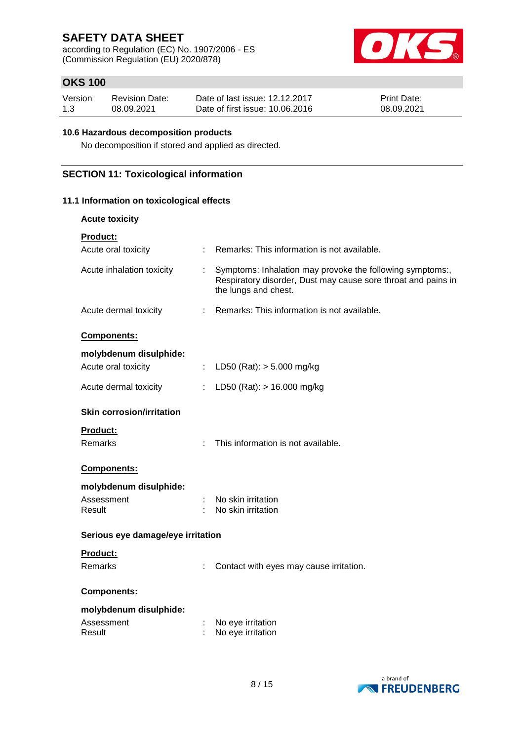### 10.6 Hazardous decomposition products

No decomposition if stored and applied as directed.

## SECTION 11: Toxicological information

### 11.1 Information on toxicological effects

**Acute toxicity**

**Product:**

Acute oral toxicity : Remarks: This information is not available.

Acute inhalation toxicity : Symptoms: Inhalation may provoke the following symptoms:, Respiratory disorder, Dust may cause sore throat and pains in the lungs and chest.

Acute dermal toxicity : Remarks: This information is not available.

**Components:**

**molybdenum disulphide:**

Acute oral toxicity : LD50 (Rat): > 5.000 mg/kg

Acute dermal toxicity : LD50 (Rat): > 16.000 mg/kg

**Skin corrosion/irritation**

**Product:**

Remarks : This information is not available.

**Components:**

**molybdenum disulphide:**

Assessment : No skin irritation
Result : No skin irritation

**Serious eye damage/eye irritation**

**Product:**

Remarks : Contact with eyes may cause irritation.

**Components:**

**molybdenum disulphide:**

Assessment : No eye irritation
Result : No eye irritation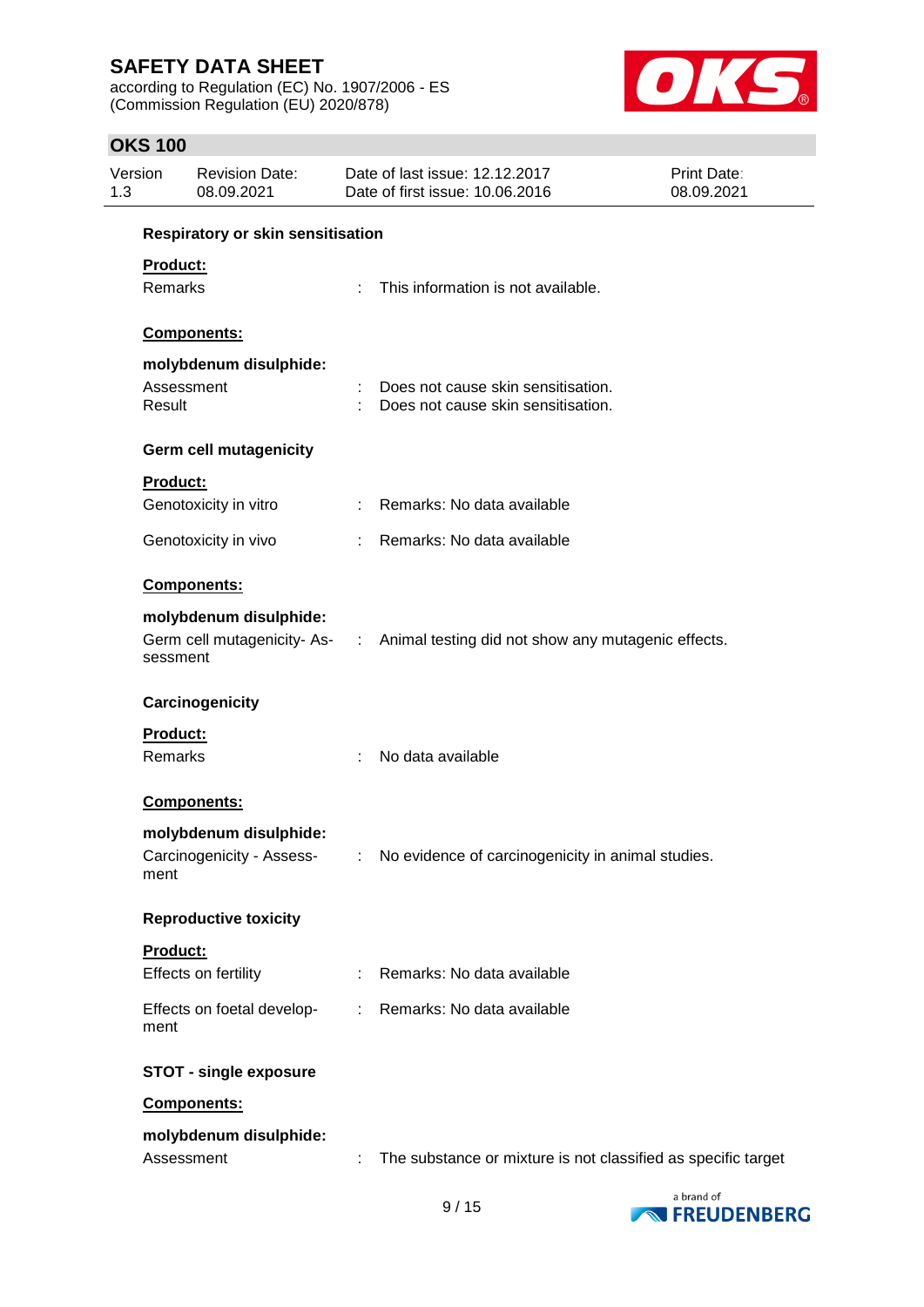### Respiratory or skin sensitisation

**Product:**

Remarks : This information is not available.

**Components:**

**molybdenum disulphide:**

Assessment : Does not cause skin sensitisation.
Result : Does not cause skin sensitisation.

### Germ cell mutagenicity

**Product:**

Genotoxicity in vitro : Remarks: No data available

Genotoxicity in vivo : Remarks: No data available

**Components:**

**molybdenum disulphide:**

Germ cell mutagenicity- Assessment : Animal testing did not show any mutagenic effects.

### Carcinogenicity

**Product:**

Remarks : No data available

**Components:**

**molybdenum disulphide:**

Carcinogenicity - Assessment : No evidence of carcinogenicity in animal studies.

### Reproductive toxicity

**Product:**

Effects on fertility : Remarks: No data available

Effects on foetal development : Remarks: No data available

### STOT - single exposure

**Components:**

**molybdenum disulphide:**

Assessment : The substance or mixture is not classified as specific target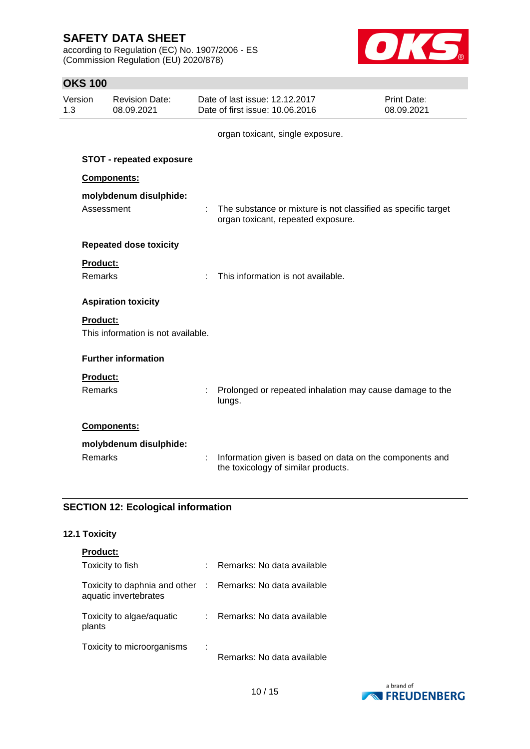organ toxicant, single exposure.

**STOT - repeated exposure**

**Components:**

**molybdenum disulphide:**

Assessment : The substance or mixture is not classified as specific target organ toxicant, repeated exposure.

**Repeated dose toxicity**

**Product:**

Remarks : This information is not available.

**Aspiration toxicity**

**Product:**

This information is not available.

**Further information**

**Product:**

Remarks : Prolonged or repeated inhalation may cause damage to the lungs.

**Components:**

**molybdenum disulphide:**

Remarks : Information given is based on data on the components and the toxicology of similar products.

## SECTION 12: Ecological information

### 12.1 Toxicity

**Product:**

Toxicity to fish : Remarks: No data available

Toxicity to daphnia and other aquatic invertebrates : Remarks: No data available

Toxicity to algae/aquatic plants : Remarks: No data available

Toxicity to microorganisms : Remarks: No data available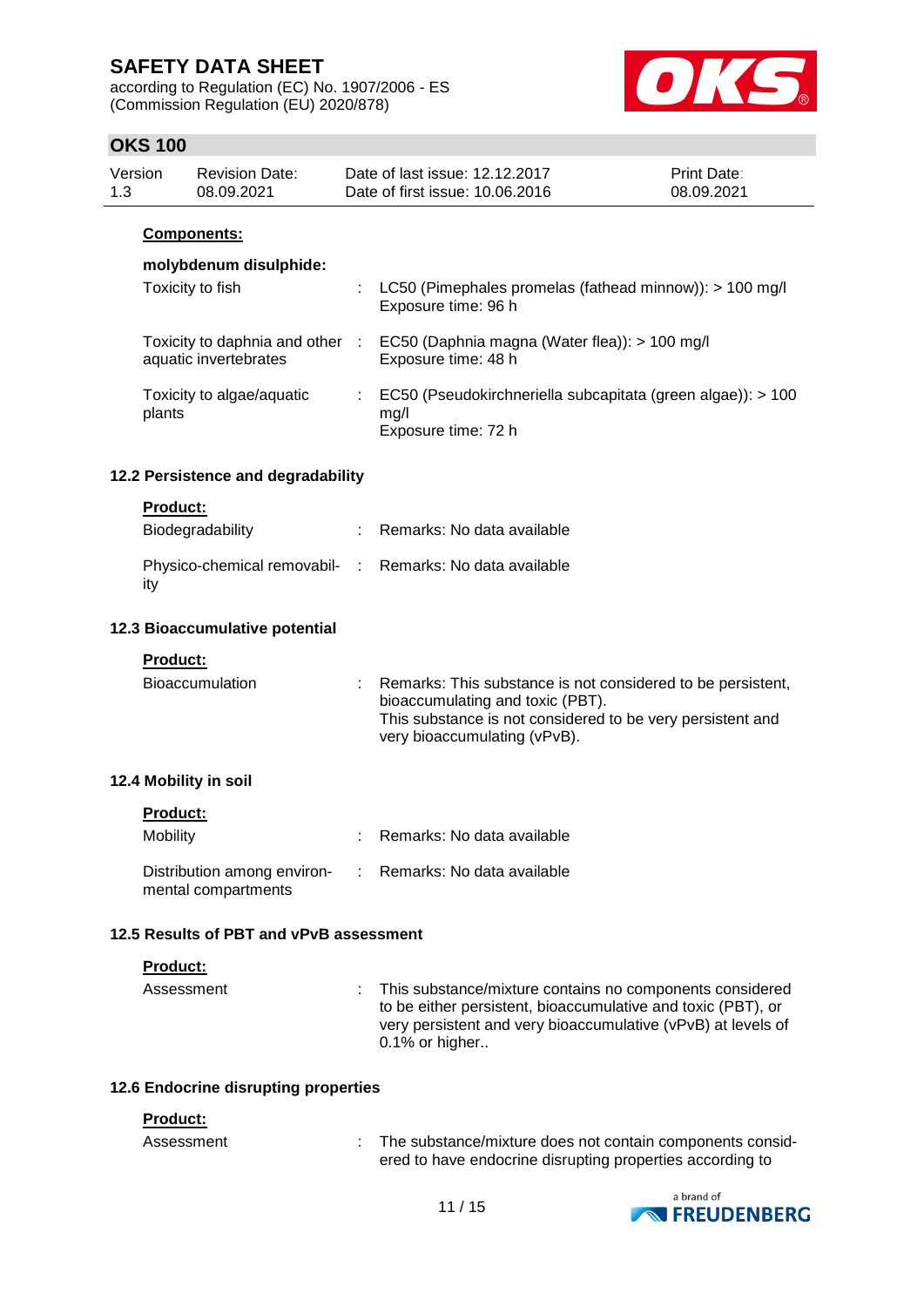**Components:**

**molybdenum disulphide:**

| | | |
|---|---|---|
| Toxicity to fish | : | LC50 (Pimephales promelas (fathead minnow)): > 100 mg/l<br>Exposure time: 96 h |
| Toxicity to daphnia and other aquatic invertebrates | : | EC50 (Daphnia magna (Water flea)): > 100 mg/l<br>Exposure time: 48 h |
| Toxicity to algae/aquatic plants | : | EC50 (Pseudokirchneriella subcapitata (green algae)): > 100 mg/l<br>Exposure time: 72 h |

### 12.2 Persistence and degradability

**Product:**

| | | |
|---|---|---|
| Biodegradability | : | Remarks: No data available |
| Physico-chemical removability | : | Remarks: No data available |

### 12.3 Bioaccumulative potential

**Product:**

| | | |
|---|---|---|
| Bioaccumulation | : | Remarks: This substance is not considered to be persistent, bioaccumulating and toxic (PBT).<br>This substance is not considered to be very persistent and very bioaccumulating (vPvB). |

### 12.4 Mobility in soil

**Product:**

| | | |
|---|---|---|
| Mobility | : | Remarks: No data available |
| Distribution among environmental compartments | : | Remarks: No data available |

### 12.5 Results of PBT and vPvB assessment

**Product:**

| | | |
|---|---|---|
| Assessment | : | This substance/mixture contains no components considered to be either persistent, bioaccumulative and toxic (PBT), or very persistent and very bioaccumulative (vPvB) at levels of 0.1% or higher.. |

### 12.6 Endocrine disrupting properties

**Product:**

| | | |
|---|---|---|
| Assessment | : | The substance/mixture does not contain components considered to have endocrine disrupting properties according to |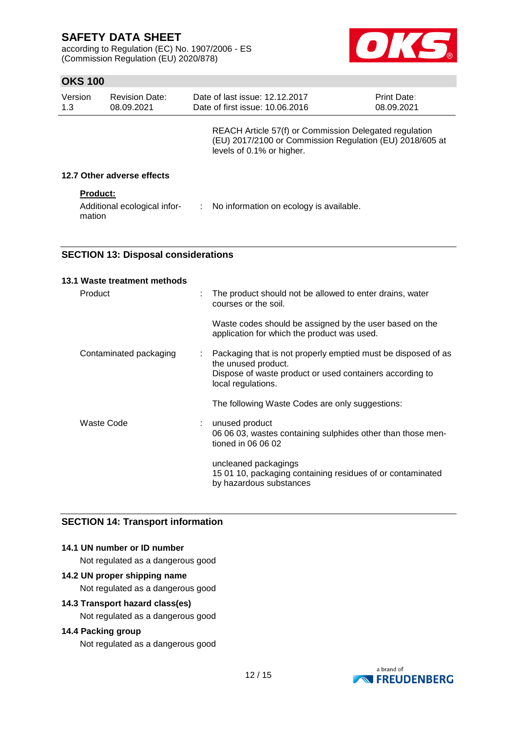REACH Article 57(f) or Commission Delegated regulation (EU) 2017/2100 or Commission Regulation (EU) 2018/605 at levels of 0.1% or higher.

### 12.7 Other adverse effects

**Product:**

| | | |
|---|---|---|
| Additional ecological information | : | No information on ecology is available. |

## SECTION 13: Disposal considerations

### 13.1 Waste treatment methods

| | | |
|---|---|---|
| Product | : | The product should not be allowed to enter drains, water courses or the soil. |
| | | Waste codes should be assigned by the user based on the application for which the product was used. |
| Contaminated packaging | : | Packaging that is not properly emptied must be disposed of as the unused product. Dispose of waste product or used containers according to local regulations. |
| | | The following Waste Codes are only suggestions: |
| Waste Code | : | unused product<br>06 06 03, wastes containing sulphides other than those mentioned in 06 06 02 |
| | | uncleaned packagings<br>15 01 10, packaging containing residues of or contaminated by hazardous substances |

## SECTION 14: Transport information

### 14.1 UN number or ID number

Not regulated as a dangerous good

### 14.2 UN proper shipping name

Not regulated as a dangerous good

### 14.3 Transport hazard class(es)

Not regulated as a dangerous good

### 14.4 Packing group

Not regulated as a dangerous good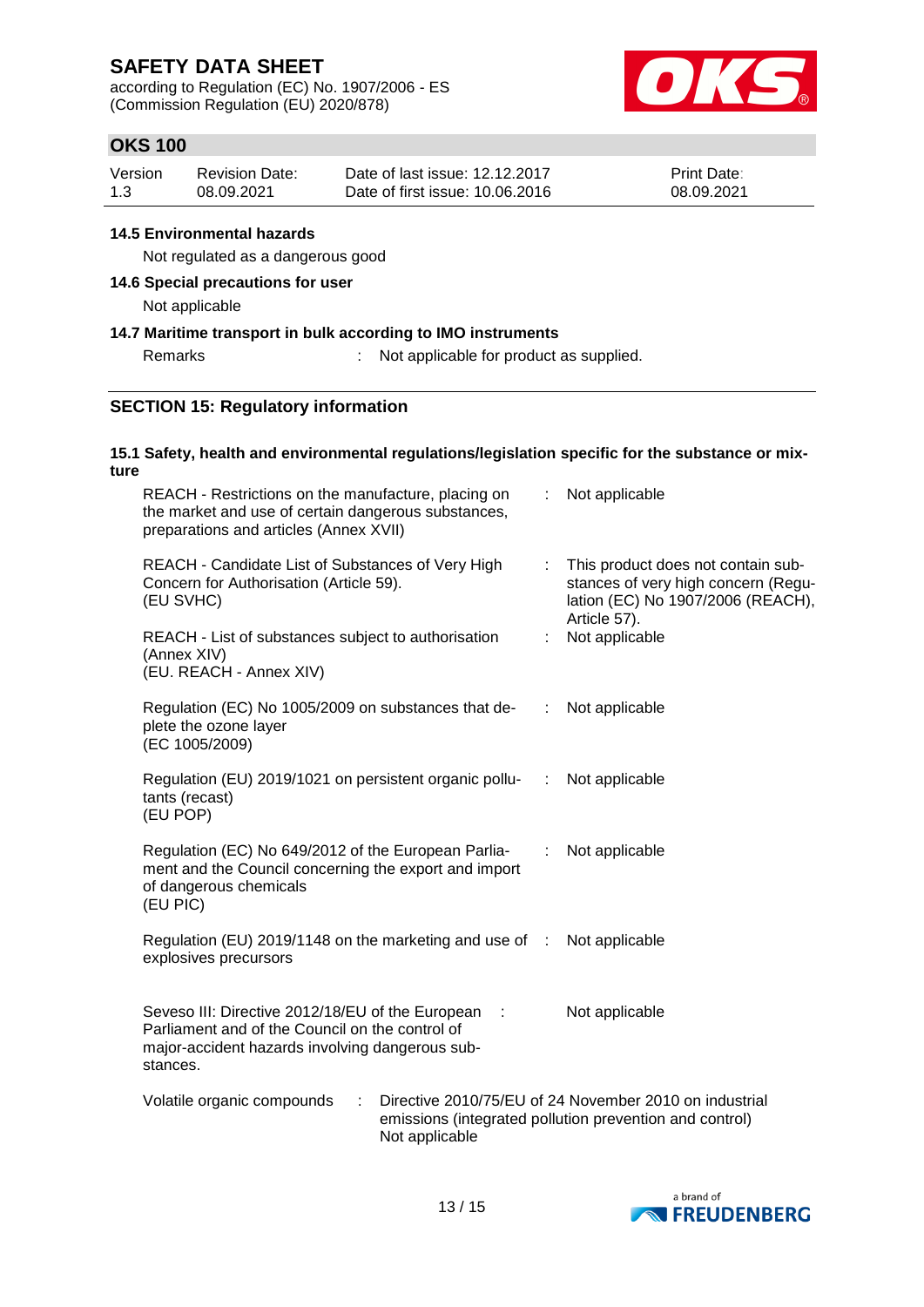#### 14.5 Environmental hazards

Not regulated as a dangerous good

#### 14.6 Special precautions for user

Not applicable

#### 14.7 Maritime transport in bulk according to IMO instruments

Remarks : Not applicable for product as supplied.

## SECTION 15: Regulatory information

#### 15.1 Safety, health and environmental regulations/legislation specific for the substance or mixture

| | | |
|---|---|---|
| REACH - Restrictions on the manufacture, placing on the market and use of certain dangerous substances, preparations and articles (Annex XVII) | : | Not applicable |
| REACH - Candidate List of Substances of Very High Concern for Authorisation (Article 59). (EU SVHC) | : | This product does not contain substances of very high concern (Regulation (EC) No 1907/2006 (REACH), Article 57). |
| REACH - List of substances subject to authorisation (Annex XIV) (EU. REACH - Annex XIV) | : | Not applicable |
| Regulation (EC) No 1005/2009 on substances that deplete the ozone layer (EC 1005/2009) | : | Not applicable |
| Regulation (EU) 2019/1021 on persistent organic pollutants (recast) (EU POP) | : | Not applicable |
| Regulation (EC) No 649/2012 of the European Parliament and the Council concerning the export and import of dangerous chemicals (EU PIC) | : | Not applicable |
| Regulation (EU) 2019/1148 on the marketing and use of explosives precursors | : | Not applicable |
| Seveso III: Directive 2012/18/EU of the European Parliament and of the Council on the control of major-accident hazards involving dangerous substances. | : | Not applicable |

Volatile organic compounds : Directive 2010/75/EU of 24 November 2010 on industrial emissions (integrated pollution prevention and control)
Not applicable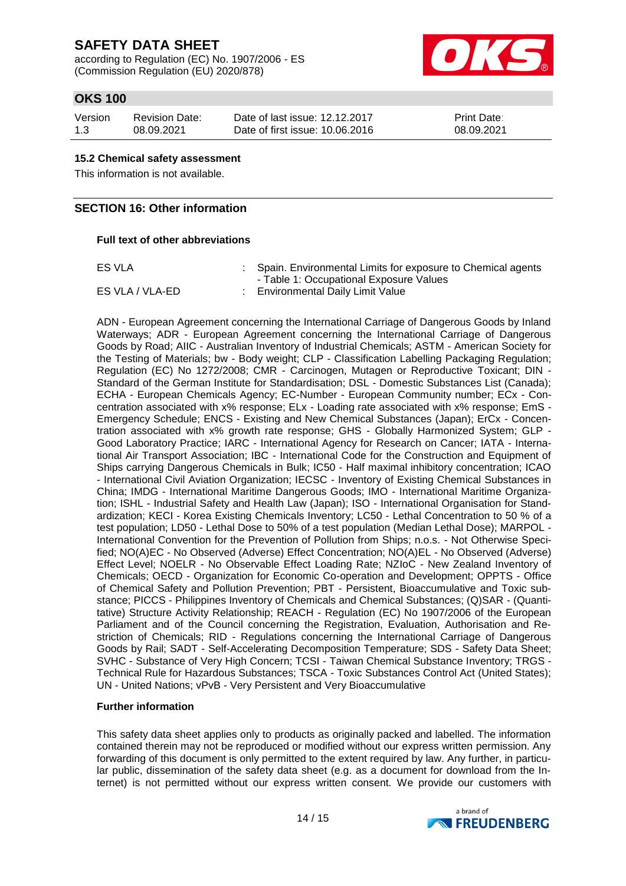### 15.2 Chemical safety assessment

This information is not available.

## SECTION 16: Other information

**Full text of other abbreviations**

| | |
|---|---|
| ES VLA | : Spain. Environmental Limits for exposure to Chemical agents - Table 1: Occupational Exposure Values |
| ES VLA / VLA-ED | : Environmental Daily Limit Value |

ADN - European Agreement concerning the International Carriage of Dangerous Goods by Inland Waterways; ADR - European Agreement concerning the International Carriage of Dangerous Goods by Road; AIIC - Australian Inventory of Industrial Chemicals; ASTM - American Society for the Testing of Materials; bw - Body weight; CLP - Classification Labelling Packaging Regulation; Regulation (EC) No 1272/2008; CMR - Carcinogen, Mutagen or Reproductive Toxicant; DIN - Standard of the German Institute for Standardisation; DSL - Domestic Substances List (Canada); ECHA - European Chemicals Agency; EC-Number - European Community number; ECx - Concentration associated with x% response; ELx - Loading rate associated with x% response; EmS - Emergency Schedule; ENCS - Existing and New Chemical Substances (Japan); ErCx - Concentration associated with x% growth rate response; GHS - Globally Harmonized System; GLP - Good Laboratory Practice; IARC - International Agency for Research on Cancer; IATA - International Air Transport Association; IBC - International Code for the Construction and Equipment of Ships carrying Dangerous Chemicals in Bulk; IC50 - Half maximal inhibitory concentration; ICAO - International Civil Aviation Organization; IECSC - Inventory of Existing Chemical Substances in China; IMDG - International Maritime Dangerous Goods; IMO - International Maritime Organization; ISHL - Industrial Safety and Health Law (Japan); ISO - International Organisation for Standardization; KECI - Korea Existing Chemicals Inventory; LC50 - Lethal Concentration to 50 % of a test population; LD50 - Lethal Dose to 50% of a test population (Median Lethal Dose); MARPOL - International Convention for the Prevention of Pollution from Ships; n.o.s. - Not Otherwise Specified; NO(A)EC - No Observed (Adverse) Effect Concentration; NO(A)EL - No Observed (Adverse) Effect Level; NOELR - No Observable Effect Loading Rate; NZIoC - New Zealand Inventory of Chemicals; OECD - Organization for Economic Co-operation and Development; OPPTS - Office of Chemical Safety and Pollution Prevention; PBT - Persistent, Bioaccumulative and Toxic substance; PICCS - Philippines Inventory of Chemicals and Chemical Substances; (Q)SAR - (Quantitative) Structure Activity Relationship; REACH - Regulation (EC) No 1907/2006 of the European Parliament and of the Council concerning the Registration, Evaluation, Authorisation and Restriction of Chemicals; RID - Regulations concerning the International Carriage of Dangerous Goods by Rail; SADT - Self-Accelerating Decomposition Temperature; SDS - Safety Data Sheet; SVHC - Substance of Very High Concern; TCSI - Taiwan Chemical Substance Inventory; TRGS - Technical Rule for Hazardous Substances; TSCA - Toxic Substances Control Act (United States); UN - United Nations; vPvB - Very Persistent and Very Bioaccumulative

**Further information**

This safety data sheet applies only to products as originally packed and labelled. The information contained therein may not be reproduced or modified without our express written permission. Any forwarding of this document is only permitted to the extent required by law. Any further, in particular public, dissemination of the safety data sheet (e.g. as a document for download from the Internet) is not permitted without our express written consent. We provide our customers with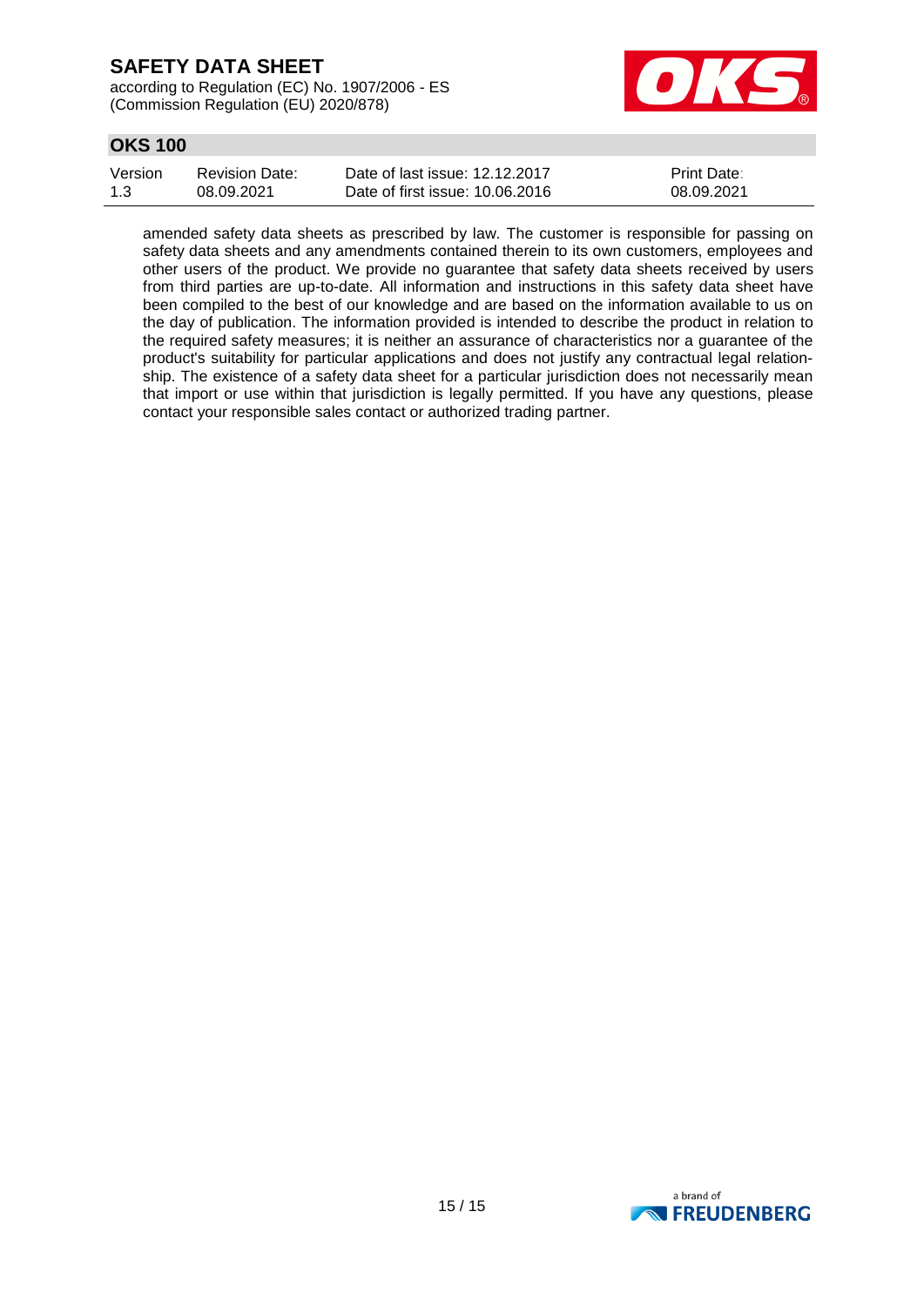amended safety data sheets as prescribed by law. The customer is responsible for passing on safety data sheets and any amendments contained therein to its own customers, employees and other users of the product. We provide no guarantee that safety data sheets received by users from third parties are up-to-date. All information and instructions in this safety data sheet have been compiled to the best of our knowledge and are based on the information available to us on the day of publication. The information provided is intended to describe the product in relation to the required safety measures; it is neither an assurance of characteristics nor a guarantee of the product's suitability for particular applications and does not justify any contractual legal relationship. The existence of a safety data sheet for a particular jurisdiction does not necessarily mean that import or use within that jurisdiction is legally permitted. If you have any questions, please contact your responsible sales contact or authorized trading partner.